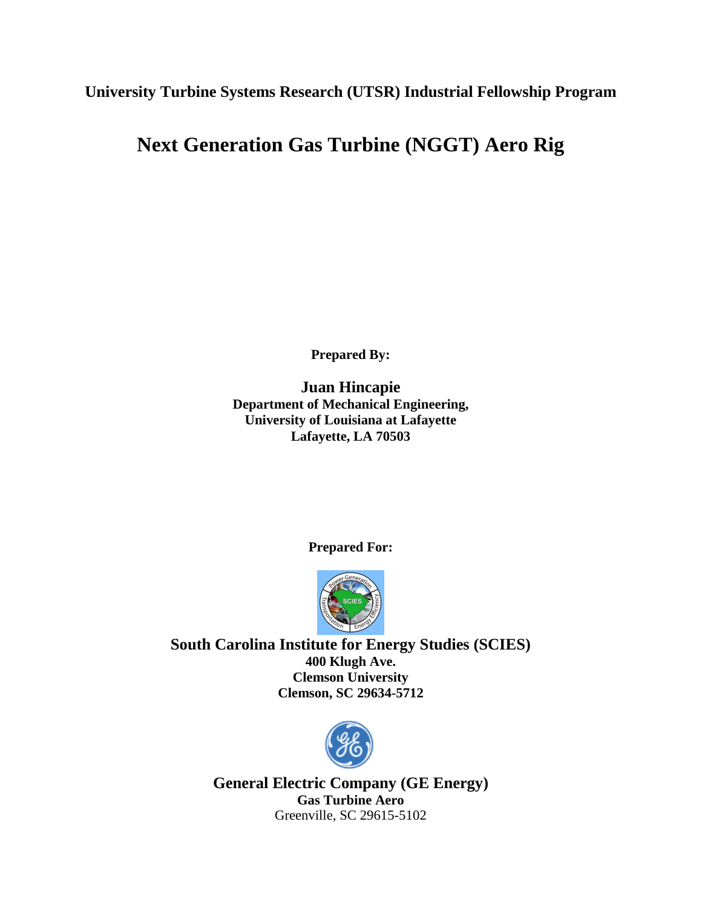**University Turbine Systems Research (UTSR) Industrial Fellowship Program**

# Next Generation Gas Turbine (NGGT) Aero Rig

**Prepared By:**

**Juan Hincapie**
**Department of Mechanical Engineering,**
**University of Louisiana at Lafayette**
**Lafayette, LA 70503**

**Prepared For:**

**South Carolina Institute for Energy Studies (SCIES)**
**400 Klugh Ave.**
**Clemson University**
**Clemson, SC 29634-5712**

**General Electric Company (GE Energy)**
**Gas Turbine Aero**
Greenville, SC 29615-5102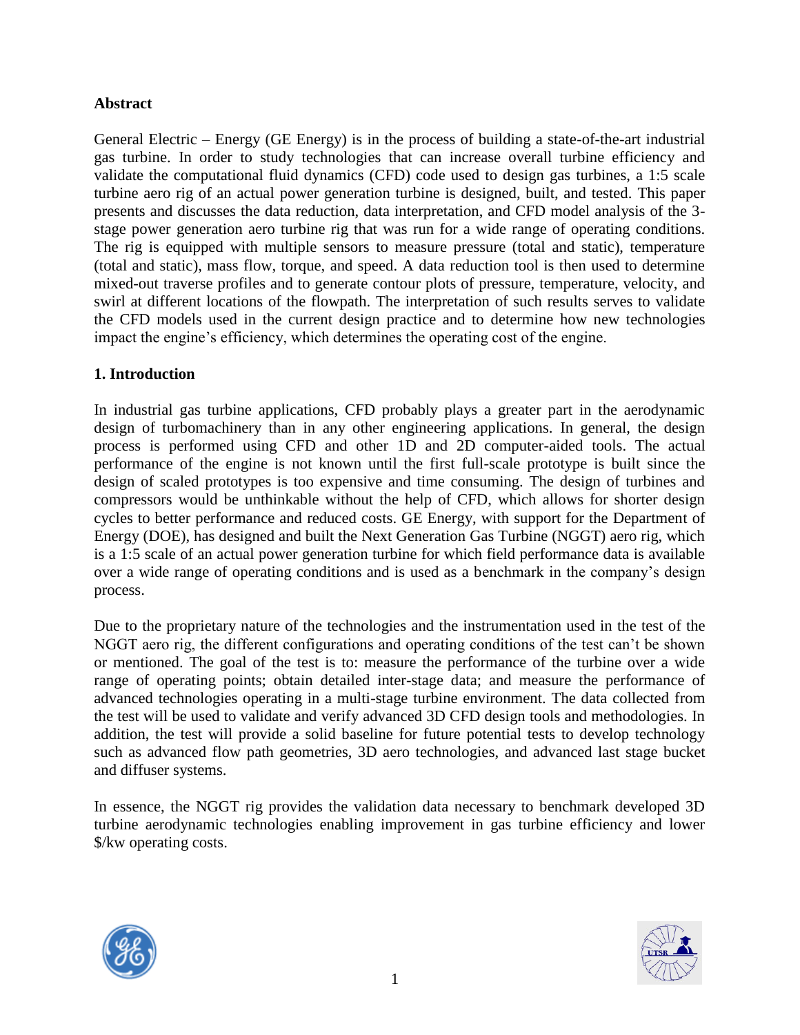## Abstract

General Electric – Energy (GE Energy) is in the process of building a state-of-the-art industrial gas turbine. In order to study technologies that can increase overall turbine efficiency and validate the computational fluid dynamics (CFD) code used to design gas turbines, a 1:5 scale turbine aero rig of an actual power generation turbine is designed, built, and tested. This paper presents and discusses the data reduction, data interpretation, and CFD model analysis of the 3-stage power generation aero turbine rig that was run for a wide range of operating conditions. The rig is equipped with multiple sensors to measure pressure (total and static), temperature (total and static), mass flow, torque, and speed. A data reduction tool is then used to determine mixed-out traverse profiles and to generate contour plots of pressure, temperature, velocity, and swirl at different locations of the flowpath. The interpretation of such results serves to validate the CFD models used in the current design practice and to determine how new technologies impact the engine's efficiency, which determines the operating cost of the engine.

## 1. Introduction

In industrial gas turbine applications, CFD probably plays a greater part in the aerodynamic design of turbomachinery than in any other engineering applications. In general, the design process is performed using CFD and other 1D and 2D computer-aided tools. The actual performance of the engine is not known until the first full-scale prototype is built since the design of scaled prototypes is too expensive and time consuming. The design of turbines and compressors would be unthinkable without the help of CFD, which allows for shorter design cycles to better performance and reduced costs. GE Energy, with support for the Department of Energy (DOE), has designed and built the Next Generation Gas Turbine (NGGT) aero rig, which is a 1:5 scale of an actual power generation turbine for which field performance data is available over a wide range of operating conditions and is used as a benchmark in the company's design process.

Due to the proprietary nature of the technologies and the instrumentation used in the test of the NGGT aero rig, the different configurations and operating conditions of the test can't be shown or mentioned. The goal of the test is to: measure the performance of the turbine over a wide range of operating points; obtain detailed inter-stage data; and measure the performance of advanced technologies operating in a multi-stage turbine environment. The data collected from the test will be used to validate and verify advanced 3D CFD design tools and methodologies. In addition, the test will provide a solid baseline for future potential tests to develop technology such as advanced flow path geometries, 3D aero technologies, and advanced last stage bucket and diffuser systems.

In essence, the NGGT rig provides the validation data necessary to benchmark developed 3D turbine aerodynamic technologies enabling improvement in gas turbine efficiency and lower $/kw operating costs.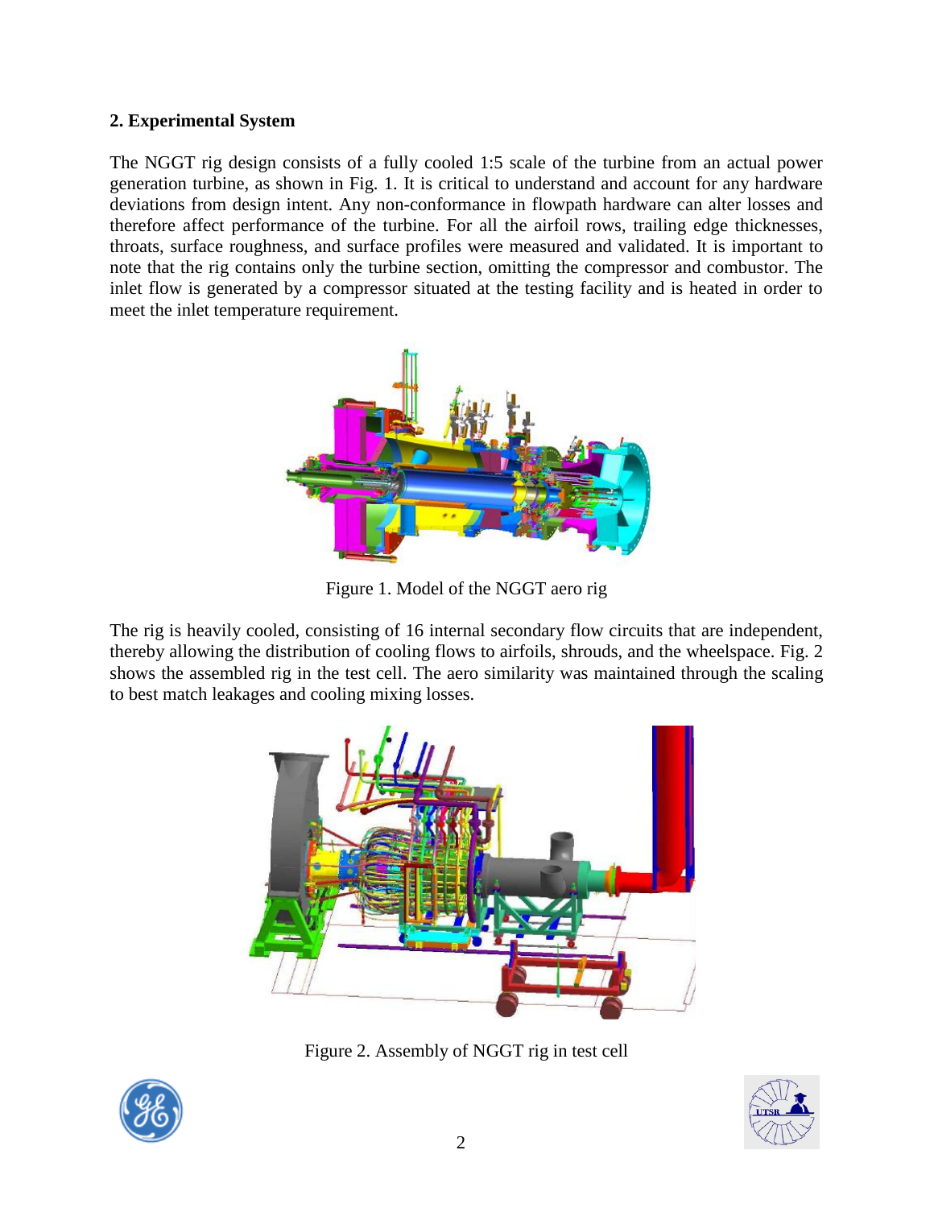## 2. Experimental System

The NGGT rig design consists of a fully cooled 1:5 scale of the turbine from an actual power generation turbine, as shown in Fig. 1. It is critical to understand and account for any hardware deviations from design intent. Any non-conformance in flowpath hardware can alter losses and therefore affect performance of the turbine. For all the airfoil rows, trailing edge thicknesses, throats, surface roughness, and surface profiles were measured and validated. It is important to note that the rig contains only the turbine section, omitting the compressor and combustor. The inlet flow is generated by a compressor situated at the testing facility and is heated in order to meet the inlet temperature requirement.

Figure 1. Model of the NGGT aero rig

The rig is heavily cooled, consisting of 16 internal secondary flow circuits that are independent, thereby allowing the distribution of cooling flows to airfoils, shrouds, and the wheelspace. Fig. 2 shows the assembled rig in the test cell. The aero similarity was maintained through the scaling to best match leakages and cooling mixing losses.

Figure 2. Assembly of NGGT rig in test cell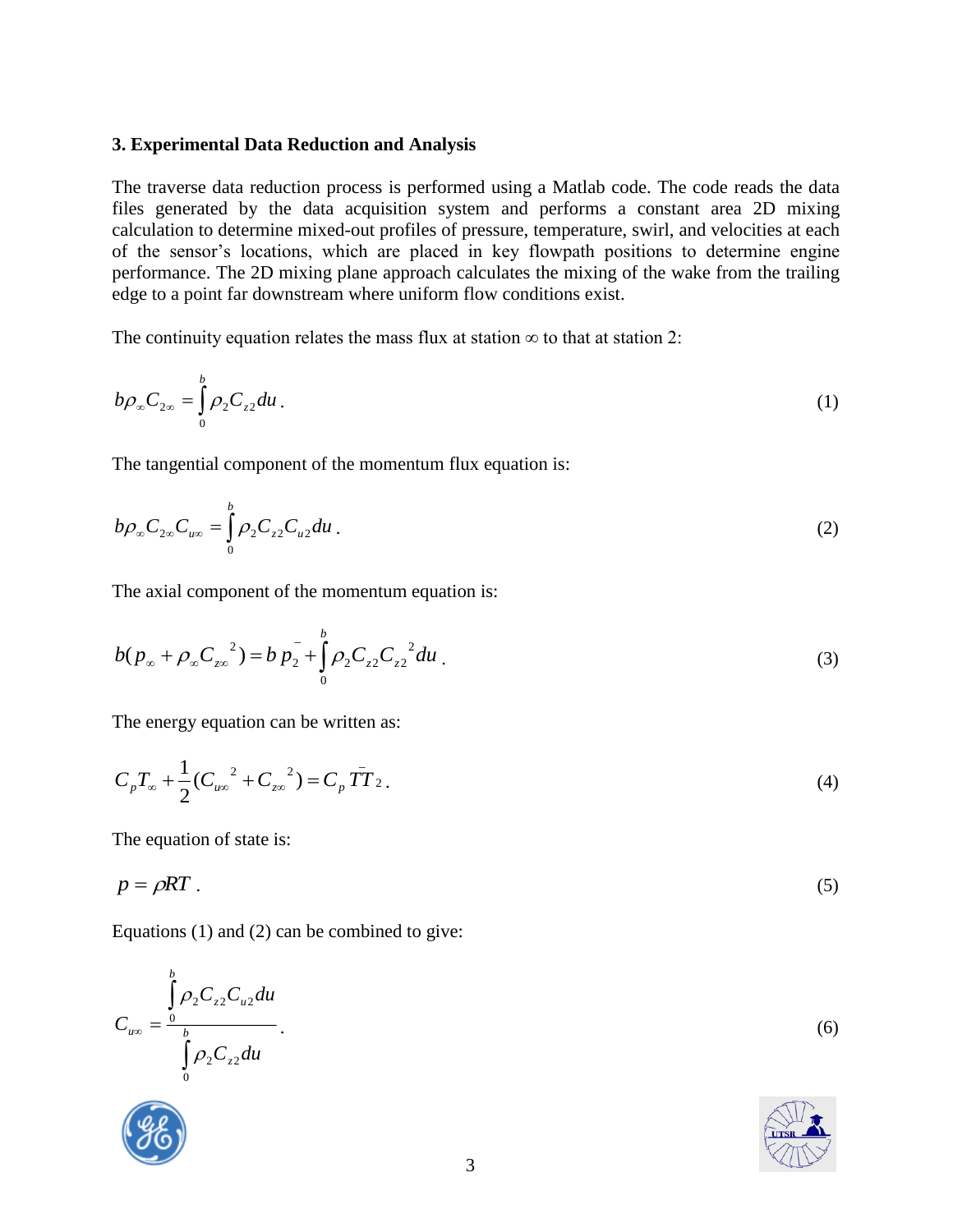### 3. Experimental Data Reduction and Analysis

The traverse data reduction process is performed using a Matlab code. The code reads the data files generated by the data acquisition system and performs a constant area 2D mixing calculation to determine mixed-out profiles of pressure, temperature, swirl, and velocities at each of the sensor's locations, which are placed in key flowpath positions to determine engine performance. The 2D mixing plane approach calculates the mixing of the wake from the trailing edge to a point far downstream where uniform flow conditions exist.

The continuity equation relates the mass flux at station $\infty$ to that at station 2:

$$b\rho_{\infty}C_{2\infty} = \int_{0}^{b} \rho_2 C_{z2} du . \tag{1}$$

The tangential component of the momentum flux equation is:

$$b\rho_{\infty}C_{2\infty}C_{u\infty} = \int_{0}^{b} \rho_2 C_{z2} C_{u2} du . \tag{2}$$

The axial component of the momentum equation is:

$$b(p_{\infty} + \rho_{\infty}C_{z\infty}{}^{2}) = b\,\bar{p}_2 + \int_{0}^{b} \rho_2 C_{z2} C_{z2}{}^{2} du . \tag{3}$$

The energy equation can be written as:

$$C_p T_{\infty} + \frac{1}{2}(C_{u\infty}{}^{2} + C_{z\infty}{}^{2}) = C_p \,\bar{T}T_2 . \tag{4}$$

The equation of state is:

$$p = \rho R T . \tag{5}$$

Equations (1) and (2) can be combined to give:

$$C_{u\infty} = \frac{\int_{0}^{b} \rho_2 C_{z2} C_{u2} du}{\int_{0}^{b} \rho_2 C_{z2} du} . \tag{6}$$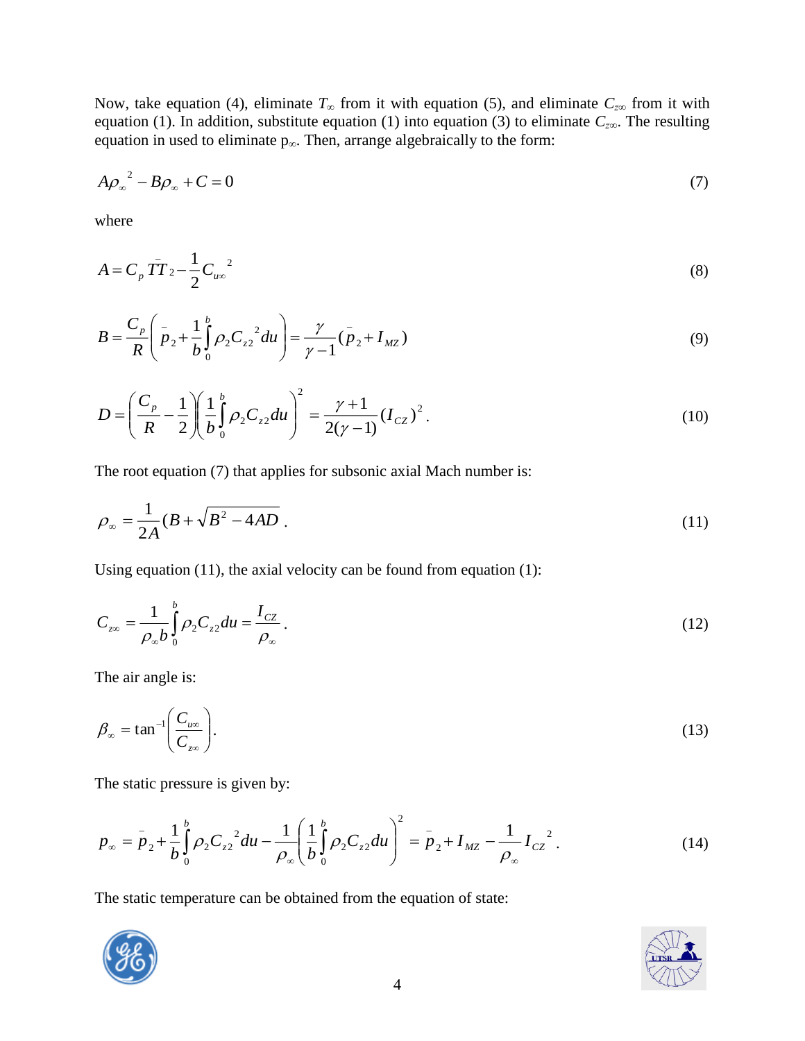Now, take equation (4), eliminate $T_\infty$ from it with equation (5), and eliminate $C_{z\infty}$ from it with equation (1). In addition, substitute equation (1) into equation (3) to eliminate $C_{z\infty}$. The resulting equation in used to eliminate $p_\infty$. Then, arrange algebraically to the form:

$$A\rho_\infty{}^2 - B\rho_\infty + C = 0 \tag{7}$$

where

$$A = C_p \bar{T}T_2 - \frac{1}{2}C_{u\infty}{}^2 \tag{8}$$

$$B = \frac{C_p}{R}\left(\bar{p}_2 + \frac{1}{b}\int_0^b \rho_2 C_{z2}{}^2 du\right) = \frac{\gamma}{\gamma - 1}(\bar{p}_2 + I_{MZ}) \tag{9}$$

$$D = \left(\frac{C_p}{R} - \frac{1}{2}\right)\left(\frac{1}{b}\int_0^b \rho_2 C_{z2} du\right)^2 = \frac{\gamma + 1}{2(\gamma - 1)}(I_{CZ})^2. \tag{10}$$

The root equation (7) that applies for subsonic axial Mach number is:

$$\rho_\infty = \frac{1}{2A}(B + \sqrt{B^2 - 4AD}\,. \tag{11}$$

Using equation (11), the axial velocity can be found from equation (1):

$$C_{z\infty} = \frac{1}{\rho_\infty b}\int_0^b \rho_2 C_{z2} du = \frac{I_{CZ}}{\rho_\infty}. \tag{12}$$

The air angle is:

$$\beta_\infty = \tan^{-1}\left(\frac{C_{u\infty}}{C_{z\infty}}\right). \tag{13}$$

The static pressure is given by:

$$p_\infty = \bar{p}_2 + \frac{1}{b}\int_0^b \rho_2 C_{z2}{}^2 du - \frac{1}{\rho_\infty}\left(\frac{1}{b}\int_0^b \rho_2 C_{z2} du\right)^2 = \bar{p}_2 + I_{MZ} - \frac{1}{\rho_\infty} I_{CZ}{}^2. \tag{14}$$

The static temperature can be obtained from the equation of state: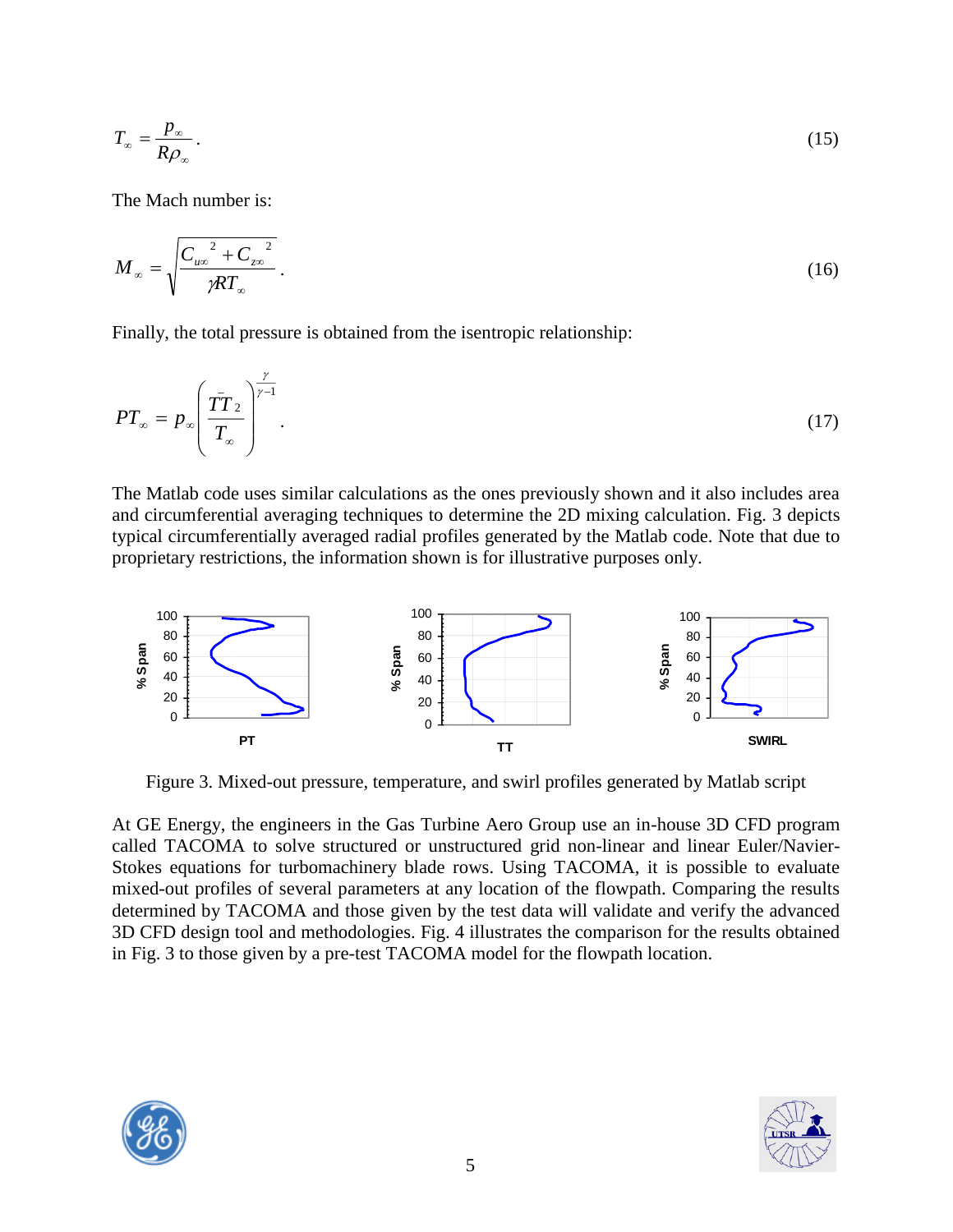$$T_{\infty} = \frac{p_{\infty}}{R\rho_{\infty}}. \tag{15}$$

The Mach number is:

$$M_{\infty} = \sqrt{\frac{C_{u\infty}{}^{2} + C_{z\infty}{}^{2}}{\gamma R T_{\infty}}}. \tag{16}$$

Finally, the total pressure is obtained from the isentropic relationship:

$$PT_{\infty} = p_{\infty}\left(\frac{\bar{TT}_{2}}{T_{\infty}}\right)^{\frac{\gamma}{\gamma-1}}. \tag{17}$$

The Matlab code uses similar calculations as the ones previously shown and it also includes area and circumferential averaging techniques to determine the 2D mixing calculation. Fig. 3 depicts typical circumferentially averaged radial profiles generated by the Matlab code. Note that due to proprietary restrictions, the information shown is for illustrative purposes only.

Figure 3. Mixed-out pressure, temperature, and swirl profiles generated by Matlab script

At GE Energy, the engineers in the Gas Turbine Aero Group use an in-house 3D CFD program called TACOMA to solve structured or unstructured grid non-linear and linear Euler/Navier-Stokes equations for turbomachinery blade rows. Using TACOMA, it is possible to evaluate mixed-out profiles of several parameters at any location of the flowpath. Comparing the results determined by TACOMA and those given by the test data will validate and verify the advanced 3D CFD design tool and methodologies. Fig. 4 illustrates the comparison for the results obtained in Fig. 3 to those given by a pre-test TACOMA model for the flowpath location.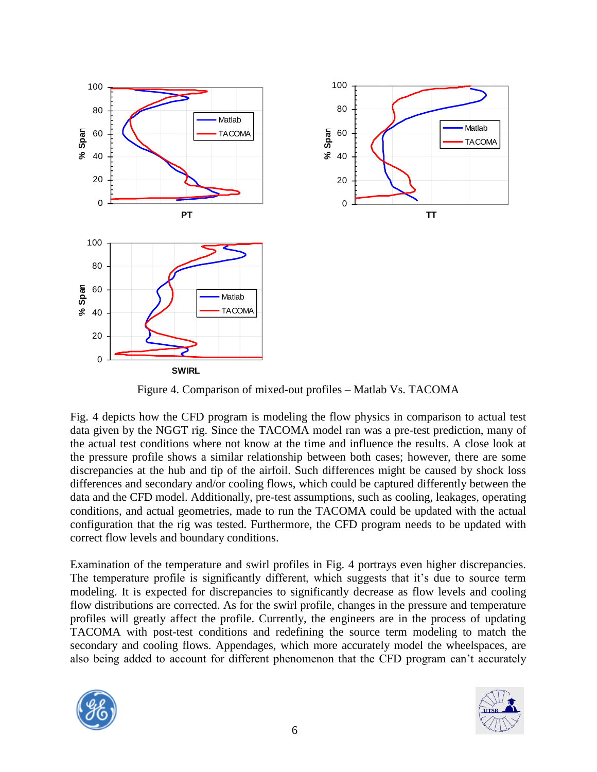Figure 4. Comparison of mixed-out profiles – Matlab Vs. TACOMA

Fig. 4 depicts how the CFD program is modeling the flow physics in comparison to actual test data given by the NGGT rig. Since the TACOMA model ran was a pre-test prediction, many of the actual test conditions where not know at the time and influence the results. A close look at the pressure profile shows a similar relationship between both cases; however, there are some discrepancies at the hub and tip of the airfoil. Such differences might be caused by shock loss differences and secondary and/or cooling flows, which could be captured differently between the data and the CFD model. Additionally, pre-test assumptions, such as cooling, leakages, operating conditions, and actual geometries, made to run the TACOMA could be updated with the actual configuration that the rig was tested. Furthermore, the CFD program needs to be updated with correct flow levels and boundary conditions.

Examination of the temperature and swirl profiles in Fig. 4 portrays even higher discrepancies. The temperature profile is significantly different, which suggests that it's due to source term modeling. It is expected for discrepancies to significantly decrease as flow levels and cooling flow distributions are corrected. As for the swirl profile, changes in the pressure and temperature profiles will greatly affect the profile. Currently, the engineers are in the process of updating TACOMA with post-test conditions and redefining the source term modeling to match the secondary and cooling flows. Appendages, which more accurately model the wheelspaces, are also being added to account for different phenomenon that the CFD program can't accurately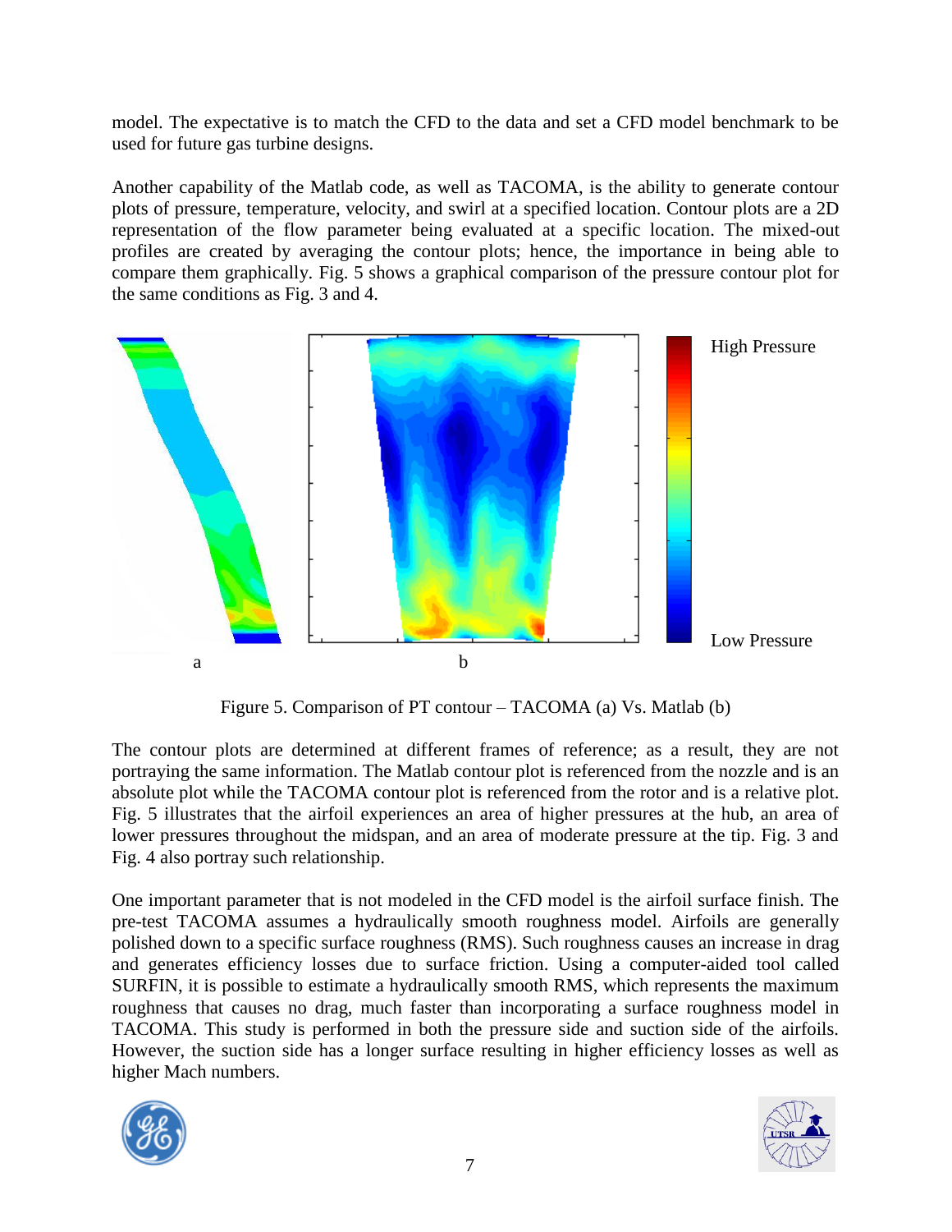model. The expectative is to match the CFD to the data and set a CFD model benchmark to be used for future gas turbine designs.

Another capability of the Matlab code, as well as TACOMA, is the ability to generate contour plots of pressure, temperature, velocity, and swirl at a specified location. Contour plots are a 2D representation of the flow parameter being evaluated at a specific location. The mixed-out profiles are created by averaging the contour plots; hence, the importance in being able to compare them graphically. Fig. 5 shows a graphical comparison of the pressure contour plot for the same conditions as Fig. 3 and 4.

Figure 5. Comparison of PT contour – TACOMA (a) Vs. Matlab (b)

The contour plots are determined at different frames of reference; as a result, they are not portraying the same information. The Matlab contour plot is referenced from the nozzle and is an absolute plot while the TACOMA contour plot is referenced from the rotor and is a relative plot. Fig. 5 illustrates that the airfoil experiences an area of higher pressures at the hub, an area of lower pressures throughout the midspan, and an area of moderate pressure at the tip. Fig. 3 and Fig. 4 also portray such relationship.

One important parameter that is not modeled in the CFD model is the airfoil surface finish. The pre-test TACOMA assumes a hydraulically smooth roughness model. Airfoils are generally polished down to a specific surface roughness (RMS). Such roughness causes an increase in drag and generates efficiency losses due to surface friction. Using a computer-aided tool called SURFIN, it is possible to estimate a hydraulically smooth RMS, which represents the maximum roughness that causes no drag, much faster than incorporating a surface roughness model in TACOMA. This study is performed in both the pressure side and suction side of the airfoils. However, the suction side has a longer surface resulting in higher efficiency losses as well as higher Mach numbers.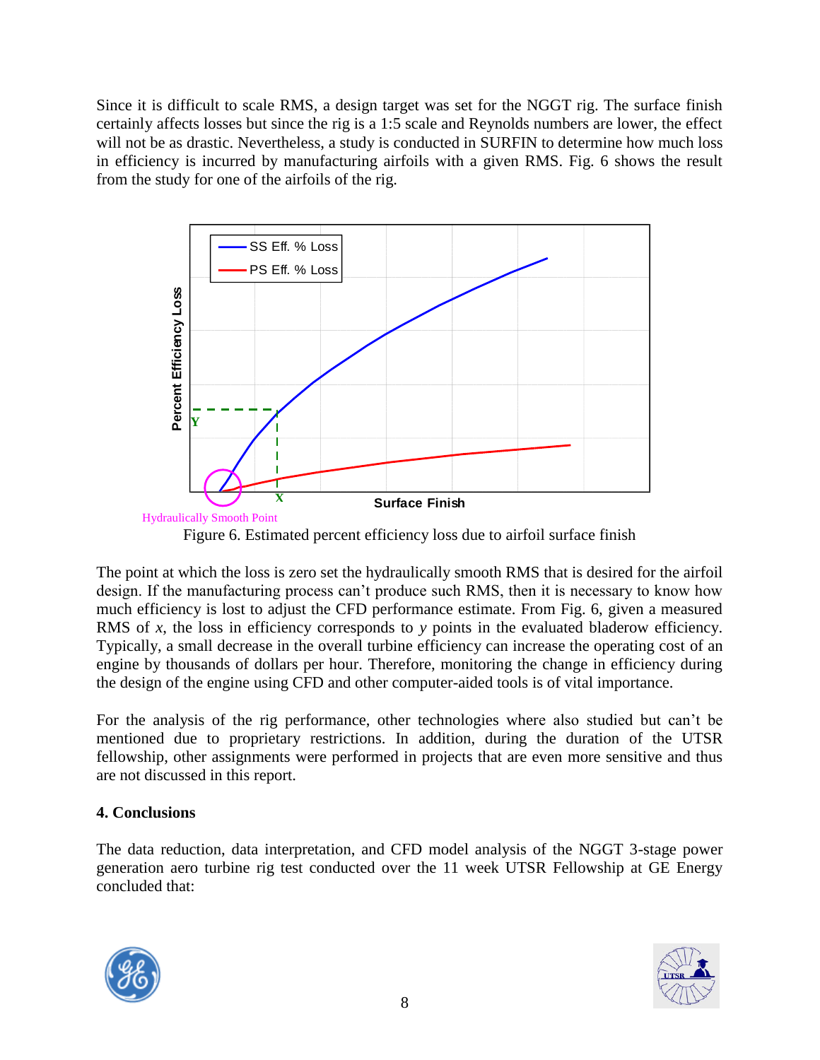Since it is difficult to scale RMS, a design target was set for the NGGT rig. The surface finish certainly affects losses but since the rig is a 1:5 scale and Reynolds numbers are lower, the effect will not be as drastic. Nevertheless, a study is conducted in SURFIN to determine how much loss in efficiency is incurred by manufacturing airfoils with a given RMS. Fig. 6 shows the result from the study for one of the airfoils of the rig.

Figure 6. Estimated percent efficiency loss due to airfoil surface finish

The point at which the loss is zero set the hydraulically smooth RMS that is desired for the airfoil design. If the manufacturing process can't produce such RMS, then it is necessary to know how much efficiency is lost to adjust the CFD performance estimate. From Fig. 6, given a measured RMS of *x*, the loss in efficiency corresponds to *y* points in the evaluated bladerow efficiency. Typically, a small decrease in the overall turbine efficiency can increase the operating cost of an engine by thousands of dollars per hour. Therefore, monitoring the change in efficiency during the design of the engine using CFD and other computer-aided tools is of vital importance.

For the analysis of the rig performance, other technologies where also studied but can't be mentioned due to proprietary restrictions. In addition, during the duration of the UTSR fellowship, other assignments were performed in projects that are even more sensitive and thus are not discussed in this report.

## 4. Conclusions

The data reduction, data interpretation, and CFD model analysis of the NGGT 3-stage power generation aero turbine rig test conducted over the 11 week UTSR Fellowship at GE Energy concluded that: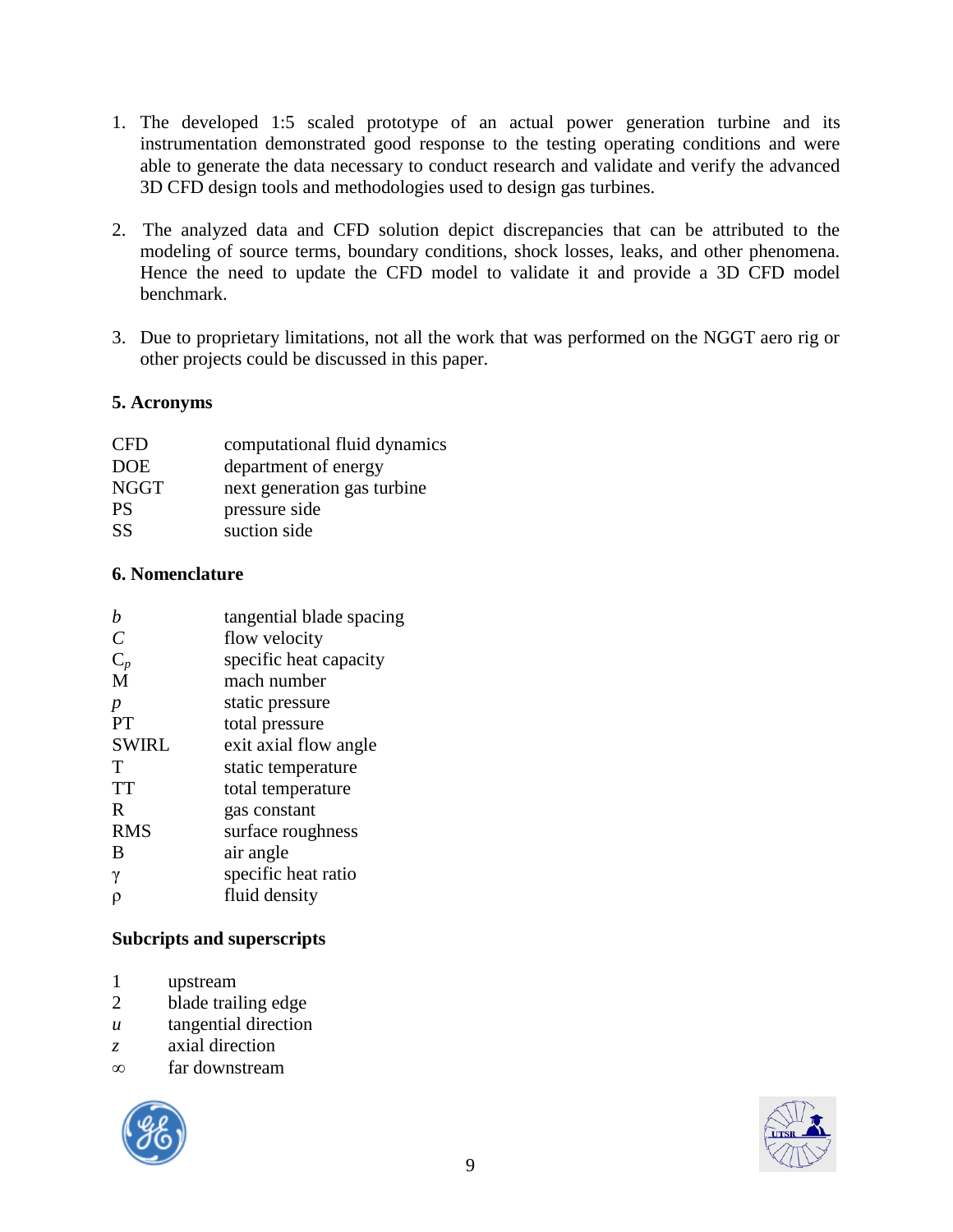1. The developed 1:5 scaled prototype of an actual power generation turbine and its instrumentation demonstrated good response to the testing operating conditions and were able to generate the data necessary to conduct research and validate and verify the advanced 3D CFD design tools and methodologies used to design gas turbines.

2. The analyzed data and CFD solution depict discrepancies that can be attributed to the modeling of source terms, boundary conditions, shock losses, leaks, and other phenomena. Hence the need to update the CFD model to validate it and provide a 3D CFD model benchmark.

3. Due to proprietary limitations, not all the work that was performed on the NGGT aero rig or other projects could be discussed in this paper.

## 5. Acronyms

| | |
|---|---|
| CFD | computational fluid dynamics |
| DOE | department of energy |
| NGGT | next generation gas turbine |
| PS | pressure side |
| SS | suction side |

## 6. Nomenclature

| | |
|---|---|
| $b$ | tangential blade spacing |
| $C$ | flow velocity |
| $C_p$ | specific heat capacity |
| M | mach number |
| $p$ | static pressure |
| PT | total pressure |
| SWIRL | exit axial flow angle |
| T | static temperature |
| TT | total temperature |
| R | gas constant |
| RMS | surface roughness |
| B | air angle |
| $\gamma$ | specific heat ratio |
| $\rho$ | fluid density |

### Subcripts and superscripts

| | |
|---|---|
| 1 | upstream |
| 2 | blade trailing edge |
| $u$ | tangential direction |
| $z$ | axial direction |
| $\infty$ | far downstream |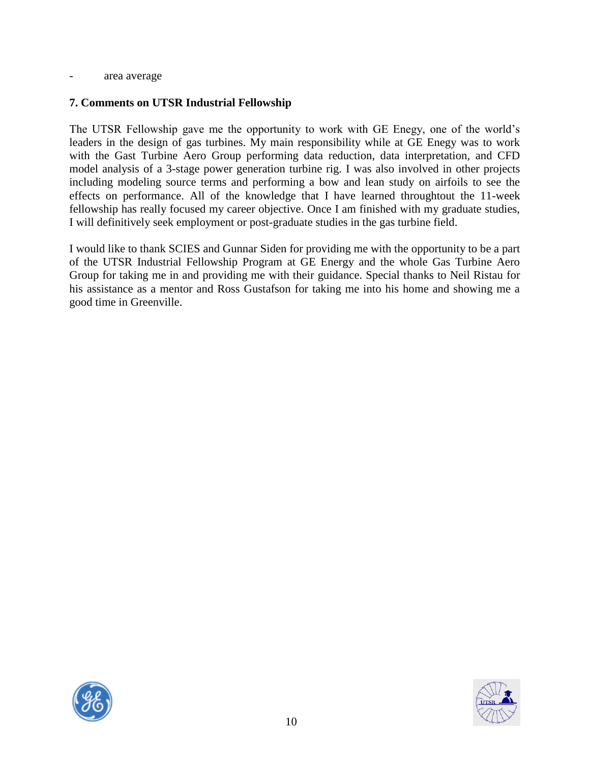- area average

## 7. Comments on UTSR Industrial Fellowship

The UTSR Fellowship gave me the opportunity to work with GE Enegy, one of the world's leaders in the design of gas turbines. My main responsibility while at GE Enegy was to work with the Gast Turbine Aero Group performing data reduction, data interpretation, and CFD model analysis of a 3-stage power generation turbine rig. I was also involved in other projects including modeling source terms and performing a bow and lean study on airfoils to see the effects on performance. All of the knowledge that I have learned throughtout the 11-week fellowship has really focused my career objective. Once I am finished with my graduate studies, I will definitively seek employment or post-graduate studies in the gas turbine field.

I would like to thank SCIES and Gunnar Siden for providing me with the opportunity to be a part of the UTSR Industrial Fellowship Program at GE Energy and the whole Gas Turbine Aero Group for taking me in and providing me with their guidance. Special thanks to Neil Ristau for his assistance as a mentor and Ross Gustafson for taking me into his home and showing me a good time in Greenville.